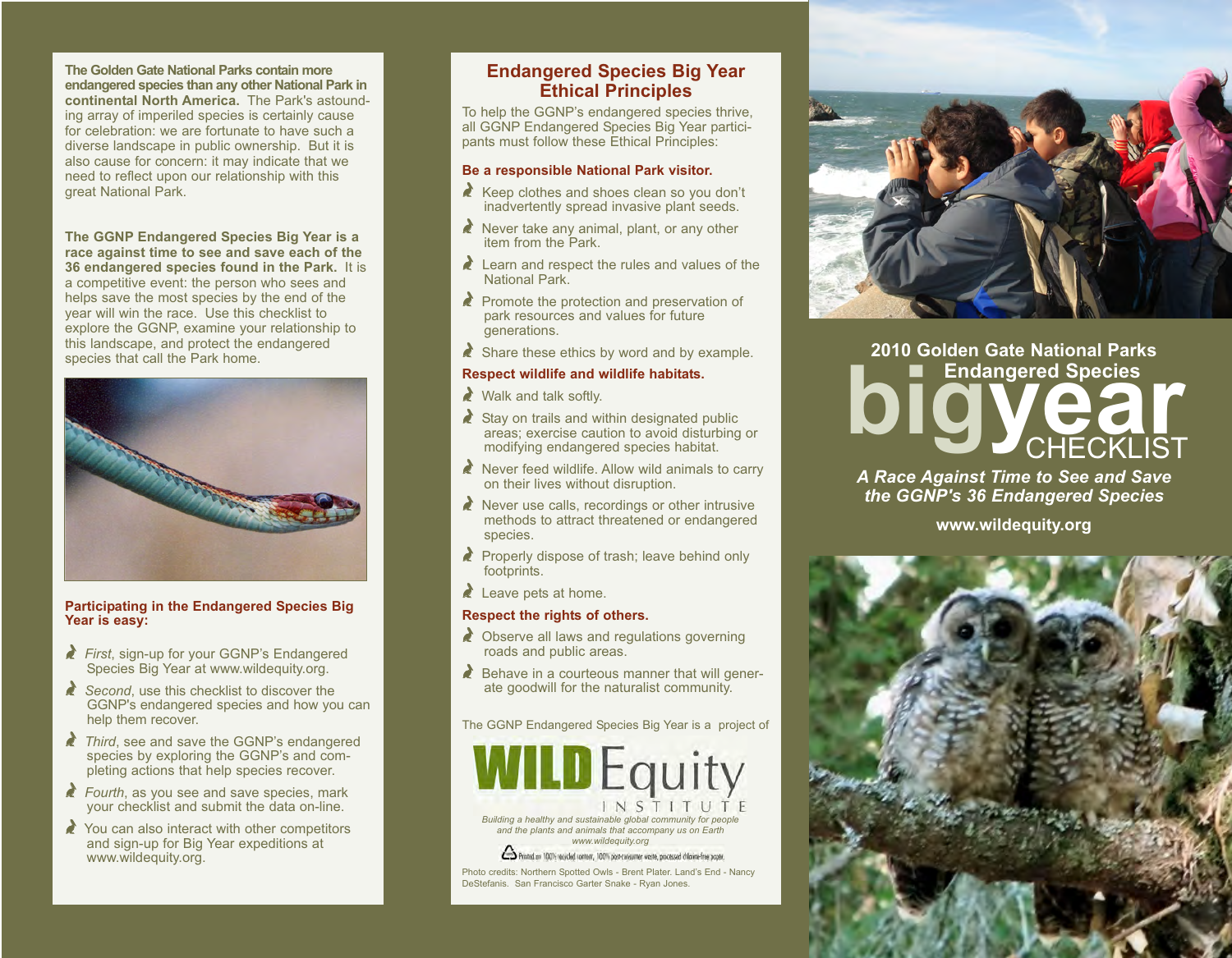**The Golden Gate National Parks contain more endangered species than any other National Park in continental North America.** The Park's astounding array of imperiled species is certainly cause for celebration: we are fortunate to have such a diverse landscape in public ownership. But it is also cause for concern: it may indicate that we need to reflect upon our relationship with this great National Park.

**The GGNP Endangered Species Big Year is a race against time to see and save each of the 36 endangered species found in the Park.** It is a competitive event: the person who sees and helps save the most species by the end of the year will win the race. Use this checklist to explore the GGNP, examine your relationship to this landscape, and protect the endangered species that call the Park home.

### Participating in the Endangered Species Big Year is easy:

- *First*, sign-up for your GGNP's Endangered Species Big Year at www.wildequity.org.
- *Second*, use this checklist to discover the GGNP's endangered species and how you can help them recover.
- *Third*, see and save the GGNP's endangered species by exploring the GGNP's and completing actions that help species recover.
- *Fourth*, as you see and save species, mark your checklist and submit the data on-line.
- You can also interact with other competitors and sign-up for Big Year expeditions at www.wildequity.org.

## Endangered Species Big Year Ethical Principles

To help the GGNP's endangered species thrive, all GGNP Endangered Species Big Year participants must follow these Ethical Principles:

### Be a responsible National Park visitor.

- Keep clothes and shoes clean so you don't inadvertently spread invasive plant seeds.
- Never take any animal, plant, or any other item from the Park.
- Learn and respect the rules and values of the National Park.
- Promote the protection and preservation of park resources and values for future generations.
- Share these ethics by word and by example.

### Respect wildlife and wildlife habitats.

- Walk and talk softly.
- Stay on trails and within designated public areas; exercise caution to avoid disturbing or modifying endangered species habitat.
- Never feed wildlife. Allow wild animals to carry on their lives without disruption.
- Never use calls, recordings or other intrusive methods to attract threatened or endangered species.
- Properly dispose of trash; leave behind only footprints.
- Leave pets at home.

### Respect the rights of others.

- Observe all laws and regulations governing roads and public areas.
- Behave in a courteous manner that will generate goodwill for the naturalist community.

The GGNP Endangered Species Big Year is a project of

**WILD Equity INSTITUTE**

*Building a healthy and sustainable global community for people and the plants and animals that accompany us on Earth*
*www.wildequity.org*

Printed on 100% recycled content, 100% post-consumer waste, processed chlorine-free paper.

Photo credits: Northern Spotted Owls - Brent Plater. Land's End - Nancy DeStefanis. San Francisco Garter Snake - Ryan Jones.

# 2010 Golden Gate National Parks Endangered Species big year CHECKLIST

***A Race Against Time to See and Save the GGNP's 36 Endangered Species***

**www.wildequity.org**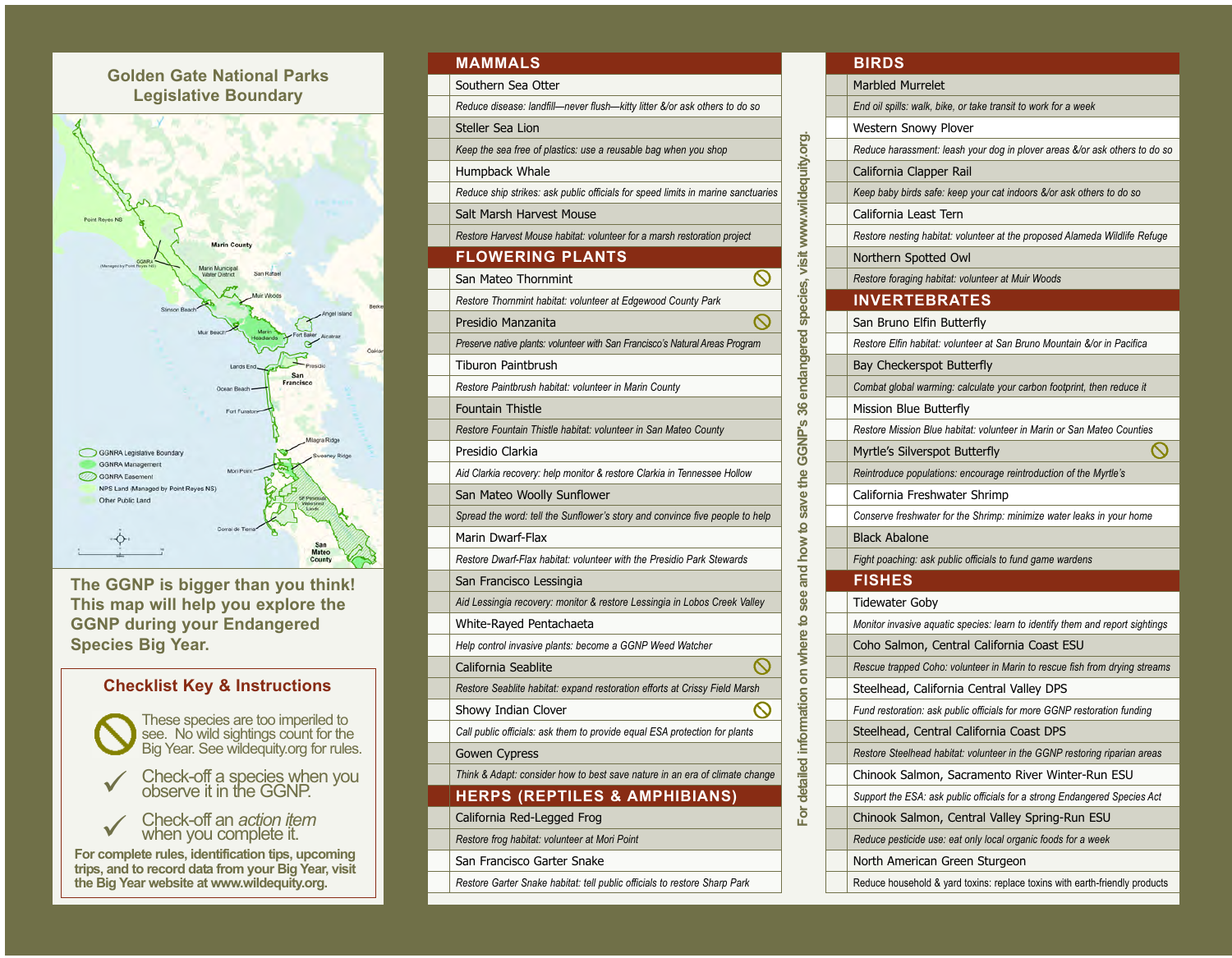## Golden Gate National Parks Legislative Boundary

Point Reyes NS

Marin County

GGNRA (Managed by Point Reyes NS)

Marin Municipal Water District

San Rafael

Muir Woods

Stinson Beach

Angel Island

Muir Beach

Marin Headlands

Fort Baker

Alcatraz

Lands End

Presidio

San Francisco

Ocean Beach

Fort Funston

Milagra Ridge

Sweeney Ridge

Mori Point

SF Peninsula Watershed Lands

Corral de Tierra

San Mateo County

- GGNRA Legislative Boundary
- GGNRA Management
- GGNRA Easement
- NPS Land (Managed by Point Reyes NS)
- Other Public Land

**The GGNP is bigger than you think! This map will help you explore the GGNP during your Endangered Species Big Year.**

### Checklist Key & Instructions

⃠ These species are too imperiled to see. No wild sightings count for the Big Year. See wildequity.org for rules.

✓ Check-off a species when you observe it in the GGNP.

✓ Check-off an *action item* when you complete it.

**For complete rules, identification tips, upcoming trips, and to record data from your Big Year, visit the Big Year website at www.wildequity.org.**

## MAMMALS

- Southern Sea Otter
  - *Reduce disease: landfill—never flush—kitty litter &/or ask others to do so*
- Steller Sea Lion
  - *Keep the sea free of plastics: use a reusable bag when you shop*
- Humpback Whale
  - *Reduce ship strikes: ask public officials for speed limits in marine sanctuaries*
- Salt Marsh Harvest Mouse
  - *Restore Harvest Mouse habitat: volunteer for a marsh restoration project*

## FLOWERING PLANTS

- San Mateo Thornmint ⃠
  - *Restore Thornmint habitat: volunteer at Edgewood County Park*
- Presidio Manzanita ⃠
  - *Preserve native plants: volunteer with San Francisco's Natural Areas Program*
- Tiburon Paintbrush
  - *Restore Paintbrush habitat: volunteer in Marin County*
- Fountain Thistle
  - *Restore Fountain Thistle habitat: volunteer in San Mateo County*
- Presidio Clarkia
  - *Aid Clarkia recovery: help monitor & restore Clarkia in Tennessee Hollow*
- San Mateo Woolly Sunflower
  - *Spread the word: tell the Sunflower's story and convince five people to help*
- Marin Dwarf-Flax
  - *Restore Dwarf-Flax habitat: volunteer with the Presidio Park Stewards*
- San Francisco Lessingia
  - *Aid Lessingia recovery: monitor & restore Lessingia in Lobos Creek Valley*
- White-Rayed Pentachaeta
  - *Help control invasive plants: become a GGNP Weed Watcher*
- California Seablite ⃠
  - *Restore Seablite habitat: expand restoration efforts at Crissy Field Marsh*
- Showy Indian Clover ⃠
  - *Call public officials: ask them to provide equal ESA protection for plants*
- Gowen Cypress
  - *Think & Adapt: consider how to best save nature in an era of climate change*

## HERPS (REPTILES & AMPHIBIANS)

- California Red-Legged Frog
  - *Restore frog habitat: volunteer at Mori Point*
- San Francisco Garter Snake
  - *Restore Garter Snake habitat: tell public officials to restore Sharp Park*

For detailed information on where to see and how to save the GGNP's 36 endangered species, visit www.wildequity.org.

## BIRDS

- Marbled Murrelet
  - *End oil spills: walk, bike, or take transit to work for a week*
- Western Snowy Plover
  - *Reduce harassment: leash your dog in plover areas &/or ask others to do so*
- California Clapper Rail
  - *Keep baby birds safe: keep your cat indoors &/or ask others to do so*
- California Least Tern
  - *Restore nesting habitat: volunteer at the proposed Alameda Wildlife Refuge*
- Northern Spotted Owl
  - *Restore foraging habitat: volunteer at Muir Woods*

## INVERTEBRATES

- San Bruno Elfin Butterfly
  - *Restore Elfin habitat: volunteer at San Bruno Mountain &/or in Pacifica*
- Bay Checkerspot Butterfly
  - *Combat global warming: calculate your carbon footprint, then reduce it*
- Mission Blue Butterfly
  - *Restore Mission Blue habitat: volunteer in Marin or San Mateo Counties*
- Myrtle's Silverspot Butterfly ⃠
  - *Reintroduce populations: encourage reintroduction of the Myrtle's*
- California Freshwater Shrimp
  - *Conserve freshwater for the Shrimp: minimize water leaks in your home*
- Black Abalone
  - *Fight poaching: ask public officials to fund game wardens*

## FISHES

- Tidewater Goby
  - *Monitor invasive aquatic species: learn to identify them and report sightings*
- Coho Salmon, Central California Coast ESU
  - *Rescue trapped Coho: volunteer in Marin to rescue fish from drying streams*
- Steelhead, California Central Valley DPS
  - *Fund restoration: ask public officials for more GGNP restoration funding*
- Steelhead, Central California Coast DPS
  - *Restore Steelhead habitat: volunteer in the GGNP restoring riparian areas*
- Chinook Salmon, Sacramento River Winter-Run ESU
  - *Support the ESA: ask public officials for a strong Endangered Species Act*
- Chinook Salmon, Central Valley Spring-Run ESU
  - *Reduce pesticide use: eat only local organic foods for a week*
- North American Green Sturgeon
  - Reduce household & yard toxins: replace toxins with earth-friendly products